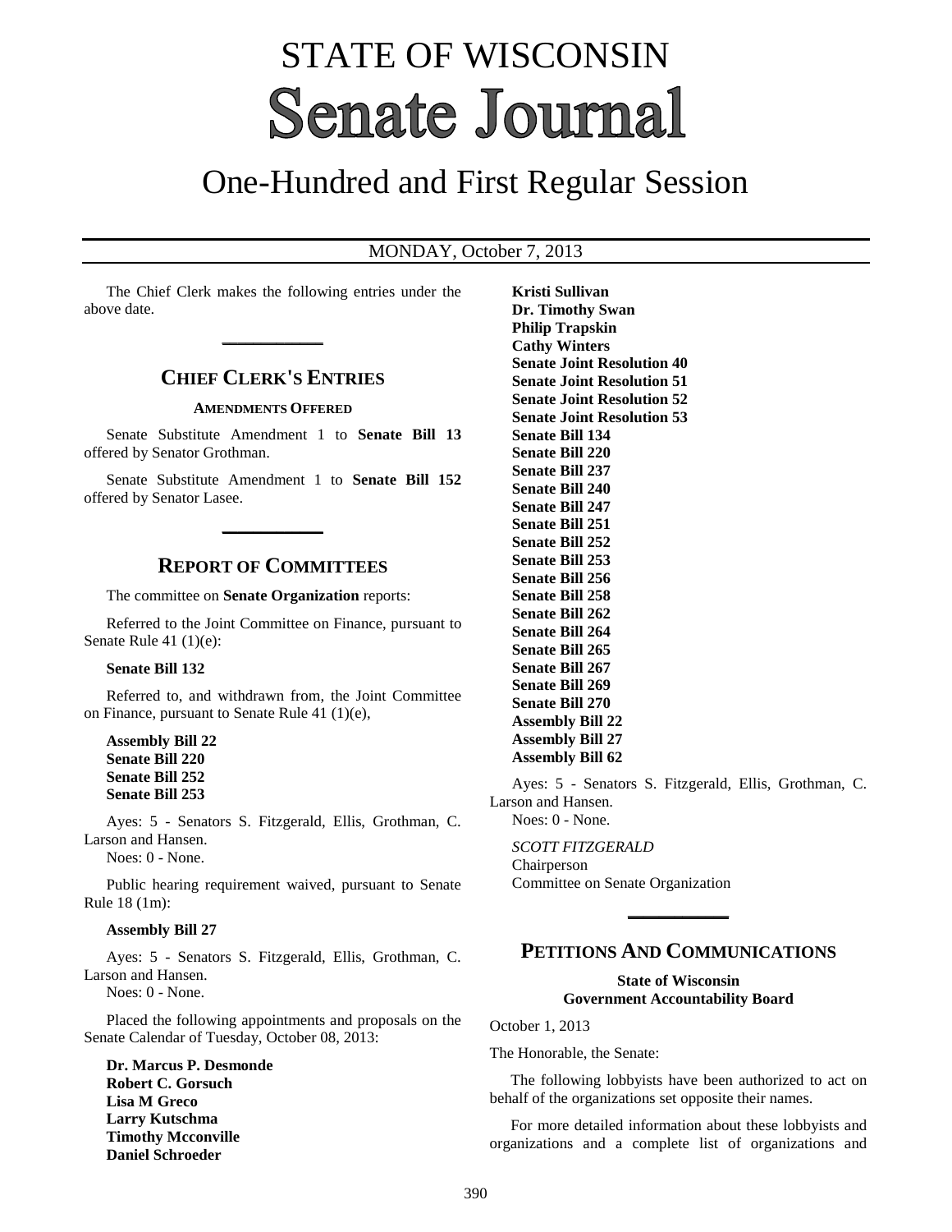# STATE OF WISCONSIN
# Senate Journal

## One-Hundred and First Regular Session

MONDAY, October 7, 2013

The Chief Clerk makes the following entries under the above date.

## CHIEF CLERK'S ENTRIES

### AMENDMENTS OFFERED

Senate Substitute Amendment 1 to **Senate Bill 13** offered by Senator Grothman.

Senate Substitute Amendment 1 to **Senate Bill 152** offered by Senator Lasee.

## REPORT OF COMMITTEES

The committee on **Senate Organization** reports:

Referred to the Joint Committee on Finance, pursuant to Senate Rule 41 (1)(e):

**Senate Bill 132**

Referred to, and withdrawn from, the Joint Committee on Finance, pursuant to Senate Rule 41 (1)(e),

**Assembly Bill 22**
**Senate Bill 220**
**Senate Bill 252**
**Senate Bill 253**

Ayes: 5 - Senators S. Fitzgerald, Ellis, Grothman, C. Larson and Hansen.
Noes: 0 - None.

Public hearing requirement waived, pursuant to Senate Rule 18 (1m):

**Assembly Bill 27**

Ayes: 5 - Senators S. Fitzgerald, Ellis, Grothman, C. Larson and Hansen.
Noes: 0 - None.

Placed the following appointments and proposals on the Senate Calendar of Tuesday, October 08, 2013:

**Dr. Marcus P. Desmonde**
**Robert C. Gorsuch**
**Lisa M Greco**
**Larry Kutschma**
**Timothy Mcconville**
**Daniel Schroeder**
**Kristi Sullivan**
**Dr. Timothy Swan**
**Philip Trapskin**
**Cathy Winters**
**Senate Joint Resolution 40**
**Senate Joint Resolution 51**
**Senate Joint Resolution 52**
**Senate Joint Resolution 53**
**Senate Bill 134**
**Senate Bill 220**
**Senate Bill 237**
**Senate Bill 240**
**Senate Bill 247**
**Senate Bill 251**
**Senate Bill 252**
**Senate Bill 253**
**Senate Bill 256**
**Senate Bill 258**
**Senate Bill 262**
**Senate Bill 264**
**Senate Bill 265**
**Senate Bill 267**
**Senate Bill 269**
**Senate Bill 270**
**Assembly Bill 22**
**Assembly Bill 27**
**Assembly Bill 62**

Ayes: 5 - Senators S. Fitzgerald, Ellis, Grothman, C. Larson and Hansen.
Noes: 0 - None.

*SCOTT FITZGERALD*
Chairperson
Committee on Senate Organization

## PETITIONS AND COMMUNICATIONS

**State of Wisconsin**
**Government Accountability Board**

October 1, 2013

The Honorable, the Senate:

The following lobbyists have been authorized to act on behalf of the organizations set opposite their names.

For more detailed information about these lobbyists and organizations and a complete list of organizations and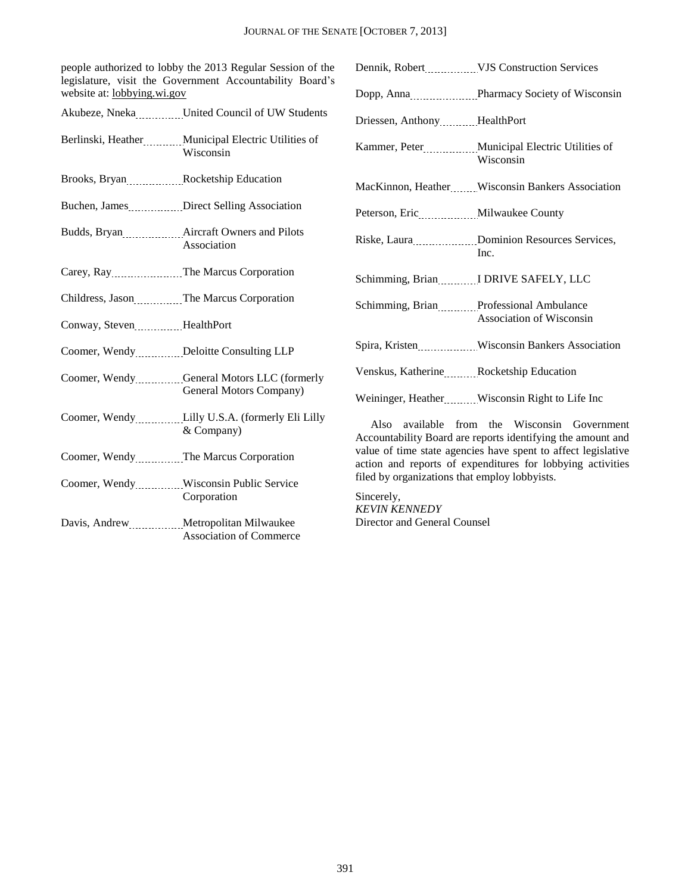people authorized to lobby the 2013 Regular Session of the legislature, visit the Government Accountability Board's website at: lobbying.wi.gov

| | |
|---|---|
| Akubeze, Nneka | United Council of UW Students |
| Berlinski, Heather | Municipal Electric Utilities of Wisconsin |
| Brooks, Bryan | Rocketship Education |
| Buchen, James | Direct Selling Association |
| Budds, Bryan | Aircraft Owners and Pilots Association |
| Carey, Ray | The Marcus Corporation |
| Childress, Jason | The Marcus Corporation |
| Conway, Steven | HealthPort |
| Coomer, Wendy | Deloitte Consulting LLP |
| Coomer, Wendy | General Motors LLC (formerly General Motors Company) |
| Coomer, Wendy | Lilly U.S.A. (formerly Eli Lilly & Company) |
| Coomer, Wendy | The Marcus Corporation |
| Coomer, Wendy | Wisconsin Public Service Corporation |
| Davis, Andrew | Metropolitan Milwaukee Association of Commerce |
| Dennik, Robert | VJS Construction Services |
| Dopp, Anna | Pharmacy Society of Wisconsin |
| Driessen, Anthony | HealthPort |
| Kammer, Peter | Municipal Electric Utilities of Wisconsin |
| MacKinnon, Heather | Wisconsin Bankers Association |
| Peterson, Eric | Milwaukee County |
| Riske, Laura | Dominion Resources Services, Inc. |
| Schimming, Brian | I DRIVE SAFELY, LLC |
| Schimming, Brian | Professional Ambulance Association of Wisconsin |
| Spira, Kristen | Wisconsin Bankers Association |
| Venskus, Katherine | Rocketship Education |
| Weininger, Heather | Wisconsin Right to Life Inc |

Also available from the Wisconsin Government Accountability Board are reports identifying the amount and value of time state agencies have spent to affect legislative action and reports of expenditures for lobbying activities filed by organizations that employ lobbyists.

Sincerely,
*KEVIN KENNEDY*
Director and General Counsel